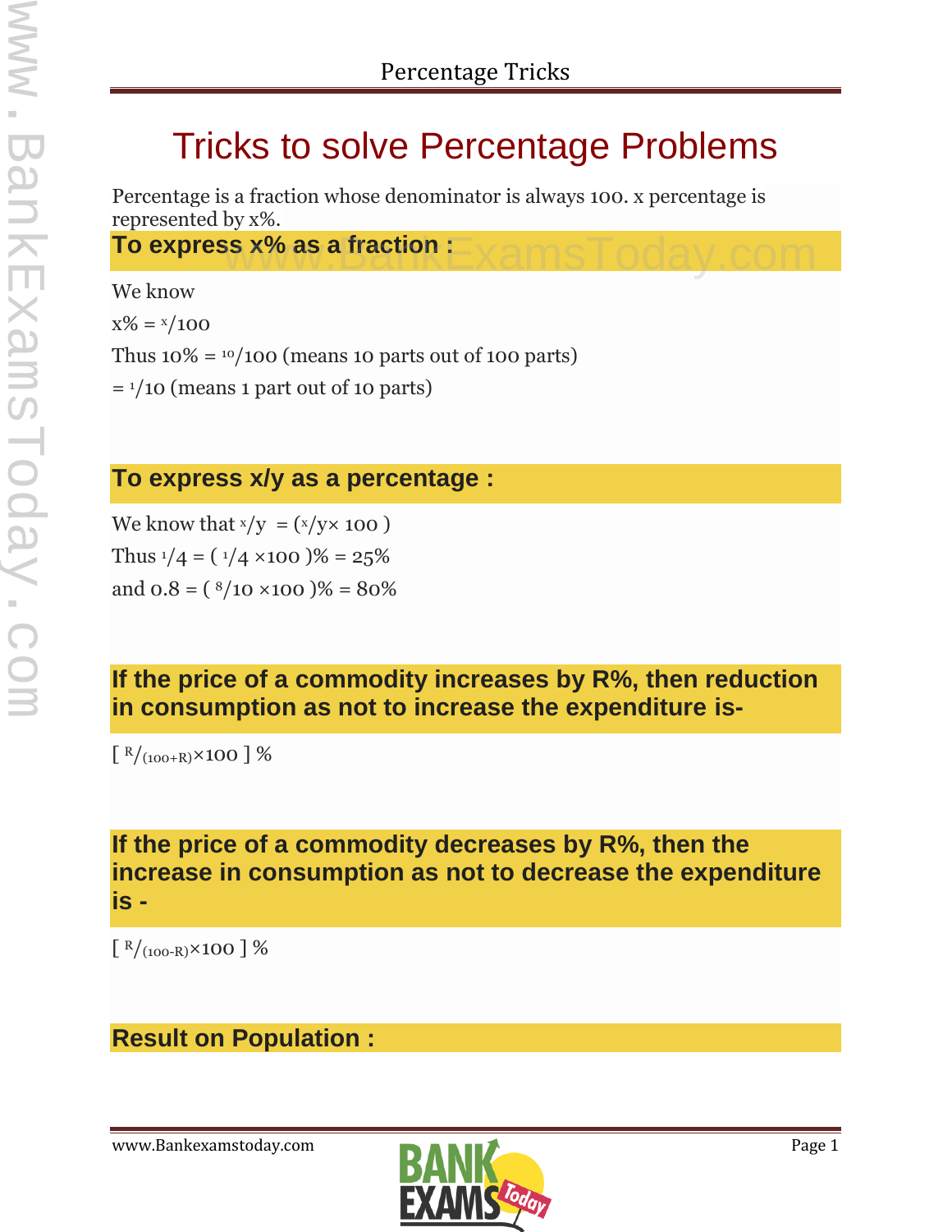# Tricks to solve Percentage Problems

Percentage is a fraction whose denominator is always 100. x percentage is represented by x%.

## To express x% as a fraction :

We know

$x\% = {}^{x}/100$

Thus $10\% = {}^{10}/100$ (means 10 parts out of 100 parts)

$= {}^{1}/10$ (means 1 part out of 10 parts)

## To express x/y as a percentage :

We know that ${}^{x}/y = ({}^{x}/y \times 100\ )$

Thus ${}^{1}/4 = (\ {}^{1}/4 \times 100\ )\% = 25\%$

and $0.8 = (\ {}^{8}/10 \times 100\ )\% = 80\%$

## If the price of a commodity increases by R%, then reduction in consumption as not to increase the expenditure is-

$[\ {}^{R}/_{(100+R)} \times 100\ ]\ \%$

## If the price of a commodity decreases by R%, then the increase in consumption as not to decrease the expenditure is -

$[\ {}^{R}/_{(100-R)} \times 100\ ]\ \%$

## Result on Population :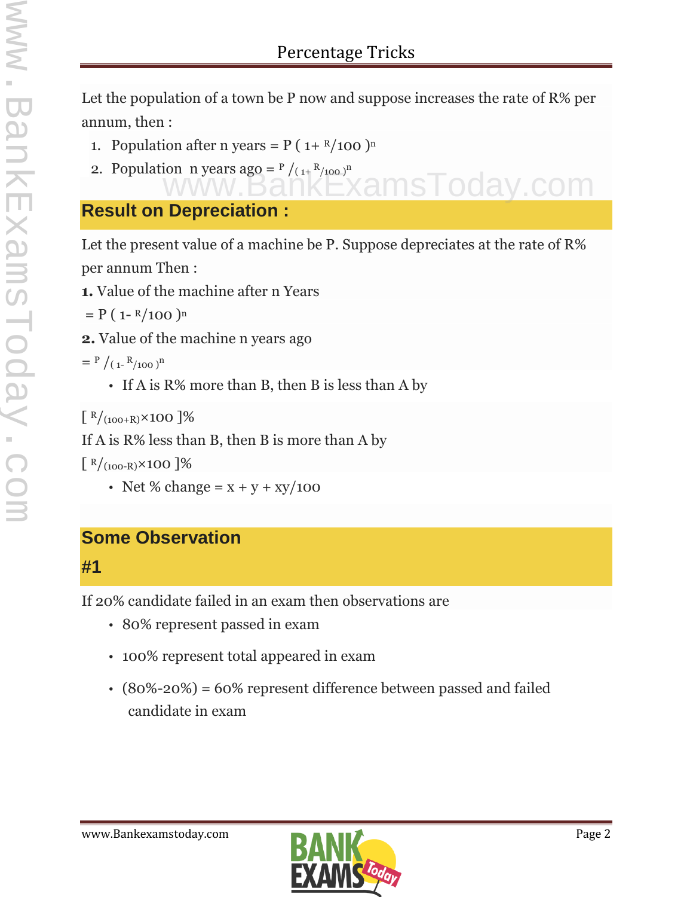Let the population of a town be P now and suppose increases the rate of R% per annum, then :

1. Population after n years = $P(1 + R/100)^n$
2. Population n years ago = $P/(1 + R/100)^n$

## Result on Depreciation :

Let the present value of a machine be P. Suppose depreciates at the rate of R% per annum Then :

**1.** Value of the machine after n Years

= $P(1 - R/100)^n$

**2.** Value of the machine n years ago

= $P/(1 - R/100)^n$

- If A is R% more than B, then B is less than A by

$[R/(100+R) \times 100]\%$

If A is R% less than B, then B is more than A by

$[R/(100-R) \times 100]\%$

- Net % change = $x + y + xy/100$

## Some Observation

## #1

If 20% candidate failed in an exam then observations are

- 80% represent passed in exam
- 100% represent total appeared in exam
- (80%-20%) = 60% represent difference between passed and failed candidate in exam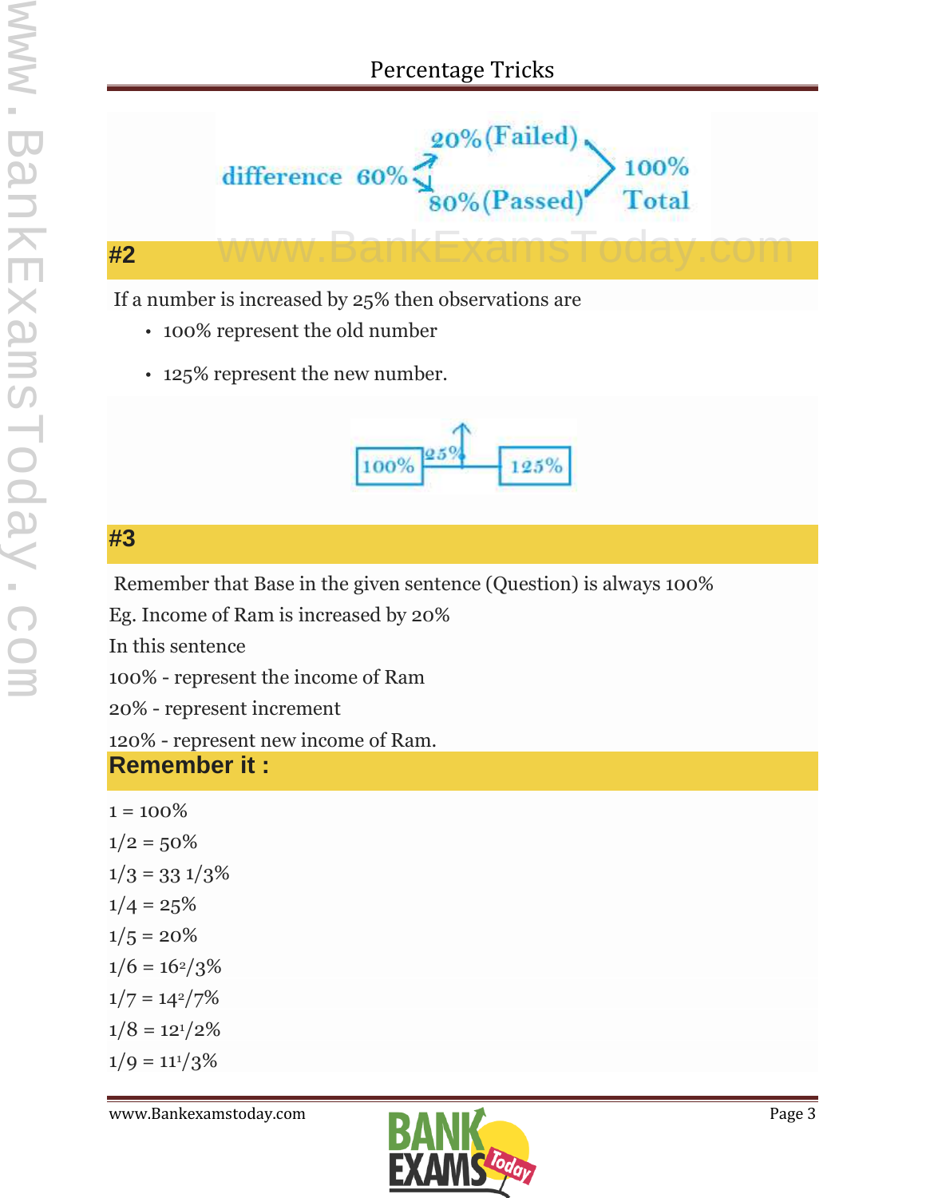difference 60% → 20% (Failed), 80% (Passed) → 100% Total

## #2

If a number is increased by 25% then observations are

- 100% represent the old number
- 125% represent the new number.

100% → 25% → 125%

## #3

Remember that Base in the given sentence (Question) is always 100%

Eg. Income of Ram is increased by 20%

In this sentence

100% - represent the income of Ram

20% - represent increment

120% - represent new income of Ram.

## Remember it :

1 = 100%

1/2 = 50%

1/3 = 33 1/3%

1/4 = 25%

1/5 = 20%

1/6 = $16^2/3$%

1/7 = $14^2/7$%

1/8 = $12^1/2$%

1/9 = $11^1/3$%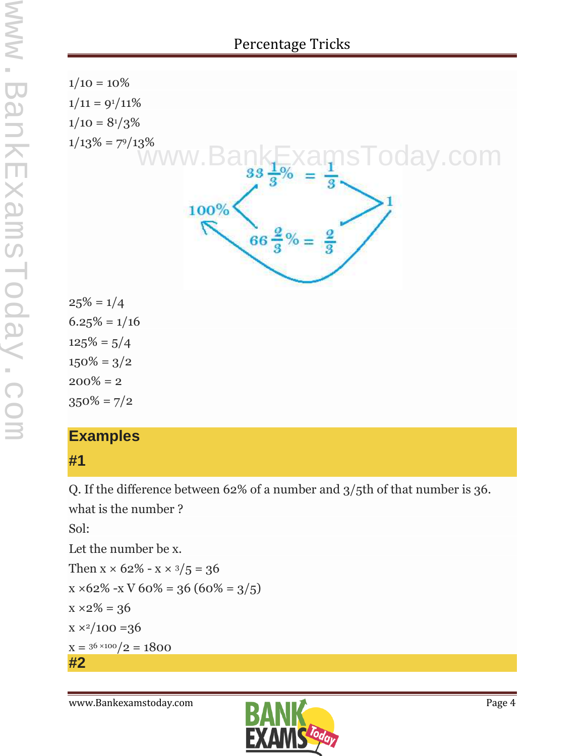1/10 = 10%

1/11 = $9^{1}/11$%

1/10 = $8^{1}/3$%

1/13% = $7^{9}/13$%

$33\frac{1}{3}\% = \frac{1}{3}$

$66\frac{2}{3}\% = \frac{2}{3}$

100% → 1

25% = 1/4

6.25% = 1/16

125% = 5/4

150% = 3/2

200% = 2

350% = 7/2

## Examples

### #1

Q. If the difference between 62% of a number and 3/5th of that number is 36. what is the number ?

Sol:

Let the number be x.

Then x × 62% - x × $^{3}/5$ = 36

x ×62% -x V 60% = 36 (60% = 3/5)

x ×2% = 36

x ×$^{2}/100$ =36

x = $^{36 \times 100}/2$ = 1800

### #2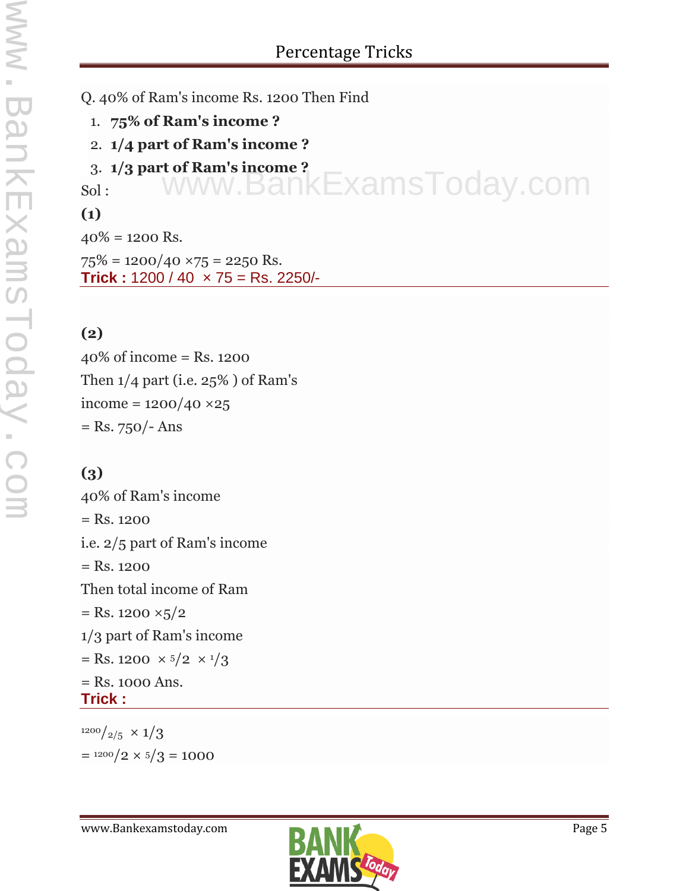Q. 40% of Ram's income Rs. 1200 Then Find

1. **75% of Ram's income ?**
2. **1/4 part of Ram's income ?**
3. **1/3 part of Ram's income ?**

Sol :

**(1)**

40% = 1200 Rs.

75% = 1200/40 ×75 = 2250 Rs.

**Trick :** 1200 / 40 × 75 = Rs. 2250/-

**(2)**

40% of income = Rs. 1200

Then 1/4 part (i.e. 25% ) of Ram's

income = 1200/40 ×25

= Rs. 750/- Ans

**(3)**

40% of Ram's income

= Rs. 1200

i.e. 2/5 part of Ram's income

= Rs. 1200

Then total income of Ram

= Rs. 1200 ×5/2

1/3 part of Ram's income

= Rs. 1200 × 5/2 × 1/3

= Rs. 1000 Ans.

**Trick :**

$\frac{1200}{2/5} \times 1/3$

$= \frac{1200}{2} \times 5/3 = 1000$